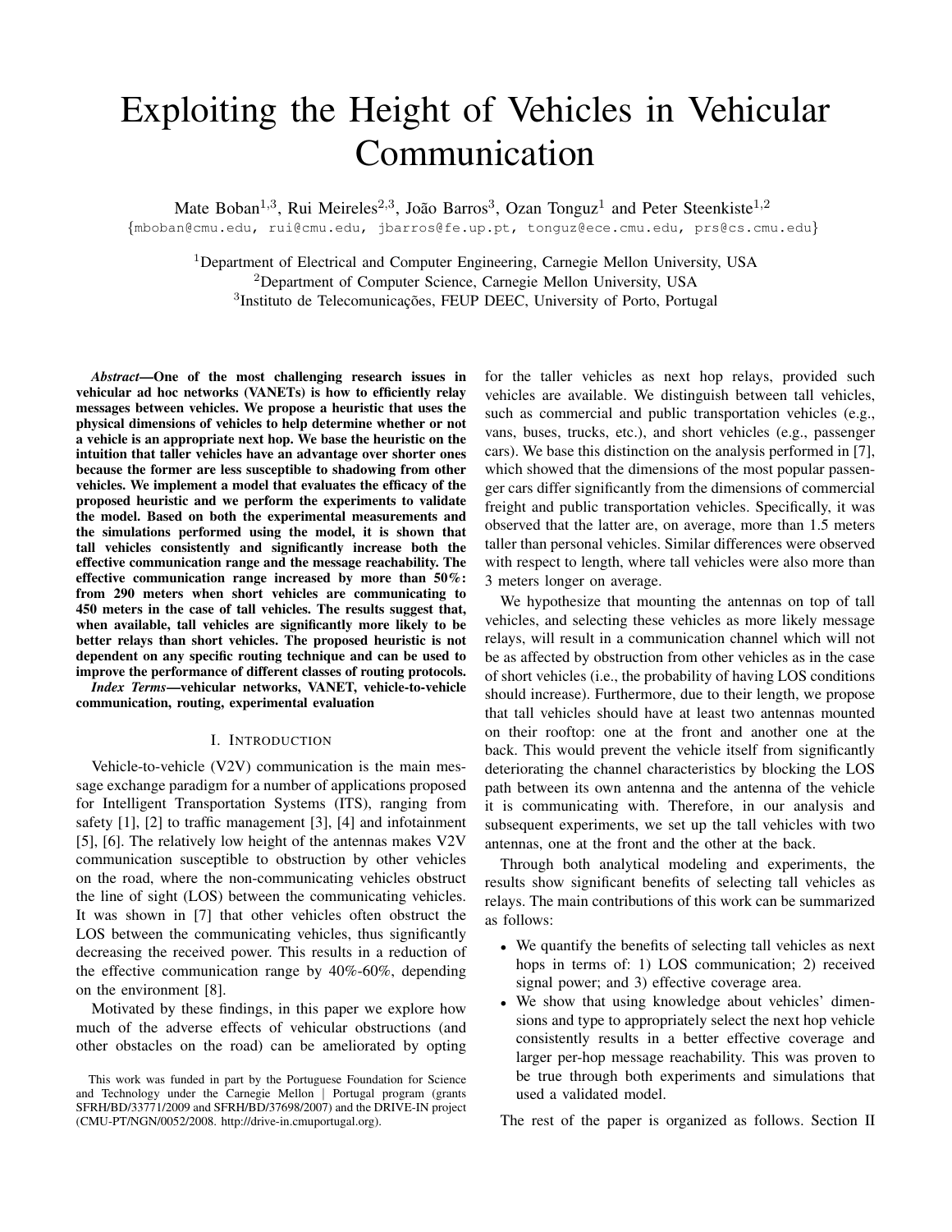# Exploiting the Height of Vehicles in Vehicular Communication

Mate Boban[1,3], Rui Meireles[2,3], João Barros[3], Ozan Tonguz[1] and Peter Steenkiste[1,2]
{mboban@cmu.edu, rui@cmu.edu, jbarros@fe.up.pt, tonguz@ece.cmu.edu, prs@cs.cmu.edu}

[1]Department of Electrical and Computer Engineering, Carnegie Mellon University, USA
[2]Department of Computer Science, Carnegie Mellon University, USA
[3]Instituto de Telecomunicações, FEUP DEEC, University of Porto, Portugal

***Abstract*—One of the most challenging research issues in vehicular ad hoc networks (VANETs) is how to efficiently relay messages between vehicles. We propose a heuristic that uses the physical dimensions of vehicles to help determine whether or not a vehicle is an appropriate next hop. We base the heuristic on the intuition that taller vehicles have an advantage over shorter ones because the former are less susceptible to shadowing from other vehicles. We implement a model that evaluates the efficacy of the proposed heuristic and we perform the experiments to validate the model. Based on both the experimental measurements and the simulations performed using the model, it is shown that tall vehicles consistently and significantly increase both the effective communication range and the message reachability. The effective communication range increased by more than 50%: from 290 meters when short vehicles are communicating to 450 meters in the case of tall vehicles. The results suggest that, when available, tall vehicles are significantly more likely to be better relays than short vehicles. The proposed heuristic is not dependent on any specific routing technique and can be used to improve the performance of different classes of routing protocols.**

***Index Terms*—vehicular networks, VANET, vehicle-to-vehicle communication, routing, experimental evaluation**

## I. Introduction

Vehicle-to-vehicle (V2V) communication is the main message exchange paradigm for a number of applications proposed for Intelligent Transportation Systems (ITS), ranging from safety [1], [2] to traffic management [3], [4] and infotainment [5], [6]. The relatively low height of the antennas makes V2V communication susceptible to obstruction by other vehicles on the road, where the non-communicating vehicles obstruct the line of sight (LOS) between the communicating vehicles. It was shown in [7] that other vehicles often obstruct the LOS between the communicating vehicles, thus significantly decreasing the received power. This results in a reduction of the effective communication range by 40%-60%, depending on the environment [8].

Motivated by these findings, in this paper we explore how much of the adverse effects of vehicular obstructions (and other obstacles on the road) can be ameliorated by opting for the taller vehicles as next hop relays, provided such vehicles are available. We distinguish between tall vehicles, such as commercial and public transportation vehicles (e.g., vans, buses, trucks, etc.), and short vehicles (e.g., passenger cars). We base this distinction on the analysis performed in [7], which showed that the dimensions of the most popular passenger cars differ significantly from the dimensions of commercial freight and public transportation vehicles. Specifically, it was observed that the latter are, on average, more than 1.5 meters taller than personal vehicles. Similar differences were observed with respect to length, where tall vehicles were also more than 3 meters longer on average.

We hypothesize that mounting the antennas on top of tall vehicles, and selecting these vehicles as more likely message relays, will result in a communication channel which will not be as affected by obstruction from other vehicles as in the case of short vehicles (i.e., the probability of having LOS conditions should increase). Furthermore, due to their length, we propose that tall vehicles should have at least two antennas mounted on their rooftop: one at the front and another one at the back. This would prevent the vehicle itself from significantly deteriorating the channel characteristics by blocking the LOS path between its own antenna and the antenna of the vehicle it is communicating with. Therefore, in our analysis and subsequent experiments, we set up the tall vehicles with two antennas, one at the front and the other at the back.

Through both analytical modeling and experiments, the results show significant benefits of selecting tall vehicles as relays. The main contributions of this work can be summarized as follows:

- We quantify the benefits of selecting tall vehicles as next hops in terms of: 1) LOS communication; 2) received signal power; and 3) effective coverage area.
- We show that using knowledge about vehicles' dimensions and type to appropriately select the next hop vehicle consistently results in a better effective coverage and larger per-hop message reachability. This was proven to be true through both experiments and simulations that used a validated model.

The rest of the paper is organized as follows. Section II

This work was funded in part by the Portuguese Foundation for Science and Technology under the Carnegie Mellon | Portugal program (grants SFRH/BD/33771/2009 and SFRH/BD/37698/2007) and the DRIVE-IN project (CMU-PT/NGN/0052/2008. http://drive-in.cmuportugal.org).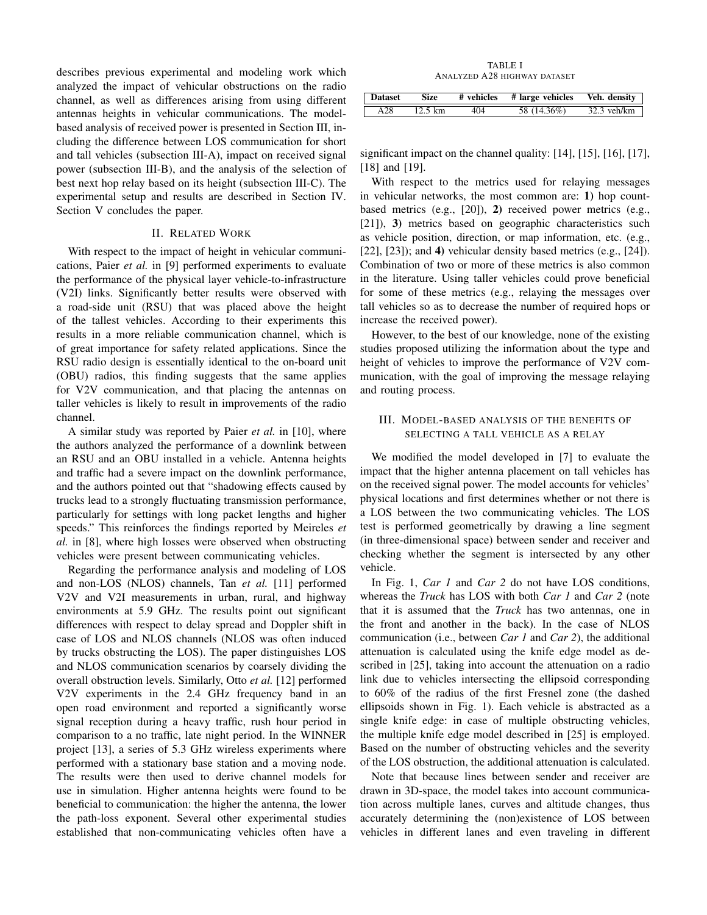describes previous experimental and modeling work which analyzed the impact of vehicular obstructions on the radio channel, as well as differences arising from using different antennas heights in vehicular communications. The model-based analysis of received power is presented in Section III, including the difference between LOS communication for short and tall vehicles (subsection III-A), impact on received signal power (subsection III-B), and the analysis of the selection of best next hop relay based on its height (subsection III-C). The experimental setup and results are described in Section IV. Section V concludes the paper.

## II. Related Work

With respect to the impact of height in vehicular communications, Paier *et al.* in [9] performed experiments to evaluate the performance of the physical layer vehicle-to-infrastructure (V2I) links. Significantly better results were observed with a road-side unit (RSU) that was placed above the height of the tallest vehicles. According to their experiments this results in a more reliable communication channel, which is of great importance for safety related applications. Since the RSU radio design is essentially identical to the on-board unit (OBU) radios, this finding suggests that the same applies for V2V communication, and that placing the antennas on taller vehicles is likely to result in improvements of the radio channel.

A similar study was reported by Paier *et al.* in [10], where the authors analyzed the performance of a downlink between an RSU and an OBU installed in a vehicle. Antenna heights and traffic had a severe impact on the downlink performance, and the authors pointed out that "shadowing effects caused by trucks lead to a strongly fluctuating transmission performance, particularly for settings with long packet lengths and higher speeds." This reinforces the findings reported by Meireles *et al.* in [8], where high losses were observed when obstructing vehicles were present between communicating vehicles.

Regarding the performance analysis and modeling of LOS and non-LOS (NLOS) channels, Tan *et al.* [11] performed V2V and V2I measurements in urban, rural, and highway environments at 5.9 GHz. The results point out significant differences with respect to delay spread and Doppler shift in case of LOS and NLOS channels (NLOS was often induced by trucks obstructing the LOS). The paper distinguishes LOS and NLOS communication scenarios by coarsely dividing the overall obstruction levels. Similarly, Otto *et al.* [12] performed V2V experiments in the 2.4 GHz frequency band in an open road environment and reported a significantly worse signal reception during a heavy traffic, rush hour period in comparison to a no traffic, late night period. In the WINNER project [13], a series of 5.3 GHz wireless experiments where performed with a stationary base station and a moving node. The results were then used to derive channel models for use in simulation. Higher antenna heights were found to be beneficial to communication: the higher the antenna, the lower the path-loss exponent. Several other experimental studies established that non-communicating vehicles often have a significant impact on the channel quality: [14], [15], [16], [17], [18] and [19].

TABLE I
Analyzed A28 highway dataset

| Dataset | Size | # vehicles | # large vehicles | Veh. density |
|---|---|---|---|---|
| A28 | 12.5 km | 404 | 58 (14.36%) | 32.3 veh/km |

With respect to the metrics used for relaying messages in vehicular networks, the most common are: **1)** hop count-based metrics (e.g., [20]), **2)** received power metrics (e.g., [21]), **3)** metrics based on geographic characteristics such as vehicle position, direction, or map information, etc. (e.g., [22], [23]); and **4)** vehicular density based metrics (e.g., [24]). Combination of two or more of these metrics is also common in the literature. Using taller vehicles could prove beneficial for some of these metrics (e.g., relaying the messages over tall vehicles so as to decrease the number of required hops or increase the received power).

However, to the best of our knowledge, none of the existing studies proposed utilizing the information about the type and height of vehicles to improve the performance of V2V communication, with the goal of improving the message relaying and routing process.

## III. Model-based analysis of the benefits of selecting a tall vehicle as a relay

We modified the model developed in [7] to evaluate the impact that the higher antenna placement on tall vehicles has on the received signal power. The model accounts for vehicles' physical locations and first determines whether or not there is a LOS between the two communicating vehicles. The LOS test is performed geometrically by drawing a line segment (in three-dimensional space) between sender and receiver and checking whether the segment is intersected by any other vehicle.

In Fig. 1, *Car 1* and *Car 2* do not have LOS conditions, whereas the *Truck* has LOS with both *Car 1* and *Car 2* (note that it is assumed that the *Truck* has two antennas, one in the front and another in the back). In the case of NLOS communication (i.e., between *Car 1* and *Car 2*), the additional attenuation is calculated using the knife edge model as described in [25], taking into account the attenuation on a radio link due to vehicles intersecting the ellipsoid corresponding to 60% of the radius of the first Fresnel zone (the dashed ellipsoids shown in Fig. 1). Each vehicle is abstracted as a single knife edge: in case of multiple obstructing vehicles, the multiple knife edge model described in [25] is employed. Based on the number of obstructing vehicles and the severity of the LOS obstruction, the additional attenuation is calculated.

Note that because lines between sender and receiver are drawn in 3D-space, the model takes into account communication across multiple lanes, curves and altitude changes, thus accurately determining the (non)existence of LOS between vehicles in different lanes and even traveling in different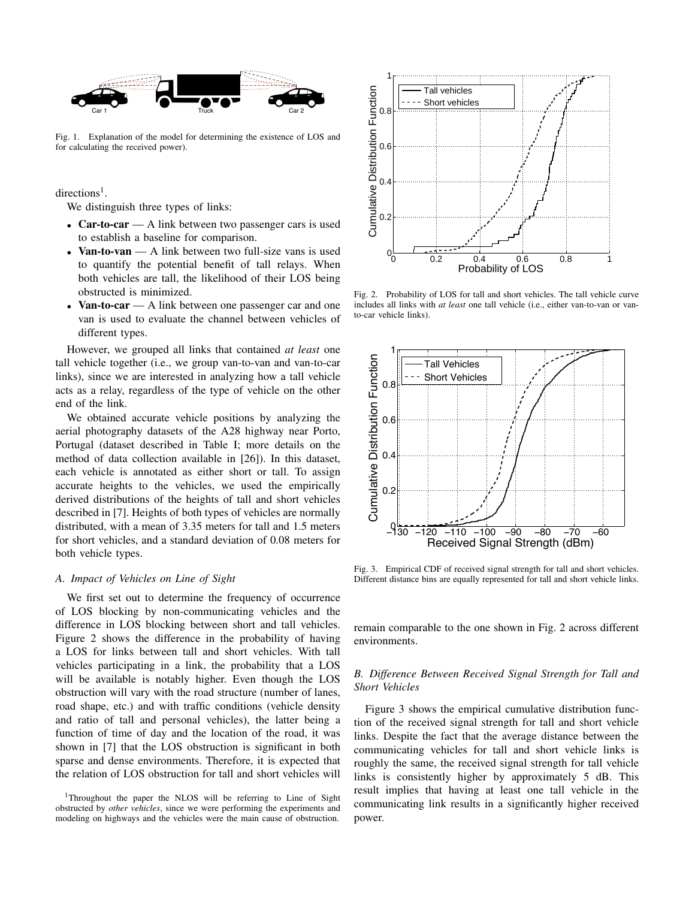Fig. 1. Explanation of the model for determining the existence of LOS and for calculating the received power).

directions[1].

We distinguish three types of links:

- **Car-to-car** — A link between two passenger cars is used to establish a baseline for comparison.
- **Van-to-van** — A link between two full-size vans is used to quantify the potential benefit of tall relays. When both vehicles are tall, the likelihood of their LOS being obstructed is minimized.
- **Van-to-car** — A link between one passenger car and one van is used to evaluate the channel between vehicles of different types.

However, we grouped all links that contained *at least* one tall vehicle together (i.e., we group van-to-van and van-to-car links), since we are interested in analyzing how a tall vehicle acts as a relay, regardless of the type of vehicle on the other end of the link.

We obtained accurate vehicle positions by analyzing the aerial photography datasets of the A28 highway near Porto, Portugal (dataset described in Table I; more details on the method of data collection available in [26]). In this dataset, each vehicle is annotated as either short or tall. To assign accurate heights to the vehicles, we used the empirically derived distributions of the heights of tall and short vehicles described in [7]. Heights of both types of vehicles are normally distributed, with a mean of 3.35 meters for tall and 1.5 meters for short vehicles, and a standard deviation of 0.08 meters for both vehicle types.

### A. Impact of Vehicles on Line of Sight

We first set out to determine the frequency of occurrence of LOS blocking by non-communicating vehicles and the difference in LOS blocking between short and tall vehicles. Figure 2 shows the difference in the probability of having a LOS for links between tall and short vehicles. With tall vehicles participating in a link, the probability that a LOS will be available is notably higher. Even though the LOS obstruction will vary with the road structure (number of lanes, road shape, etc.) and with traffic conditions (vehicle density and ratio of tall and personal vehicles), the latter being a function of time of day and the location of the road, it was shown in [7] that the LOS obstruction is significant in both sparse and dense environments. Therefore, it is expected that the relation of LOS obstruction for tall and short vehicles will remain comparable to the one shown in Fig. 2 across different environments.

[1]Throughout the paper the NLOS will be referring to Line of Sight obstructed by *other vehicles*, since we were performing the experiments and modeling on highways and the vehicles were the main cause of obstruction.

Fig. 2. Probability of LOS for tall and short vehicles. The tall vehicle curve includes all links with *at least* one tall vehicle (i.e., either van-to-van or van-to-car vehicle links).

Fig. 3. Empirical CDF of received signal strength for tall and short vehicles. Different distance bins are equally represented for tall and short vehicle links.

### B. Difference Between Received Signal Strength for Tall and Short Vehicles

Figure 3 shows the empirical cumulative distribution function of the received signal strength for tall and short vehicle links. Despite the fact that the average distance between the communicating vehicles for tall and short vehicle links is roughly the same, the received signal strength for tall vehicle links is consistently higher by approximately 5 dB. This result implies that having at least one tall vehicle in the communicating link results in a significantly higher received power.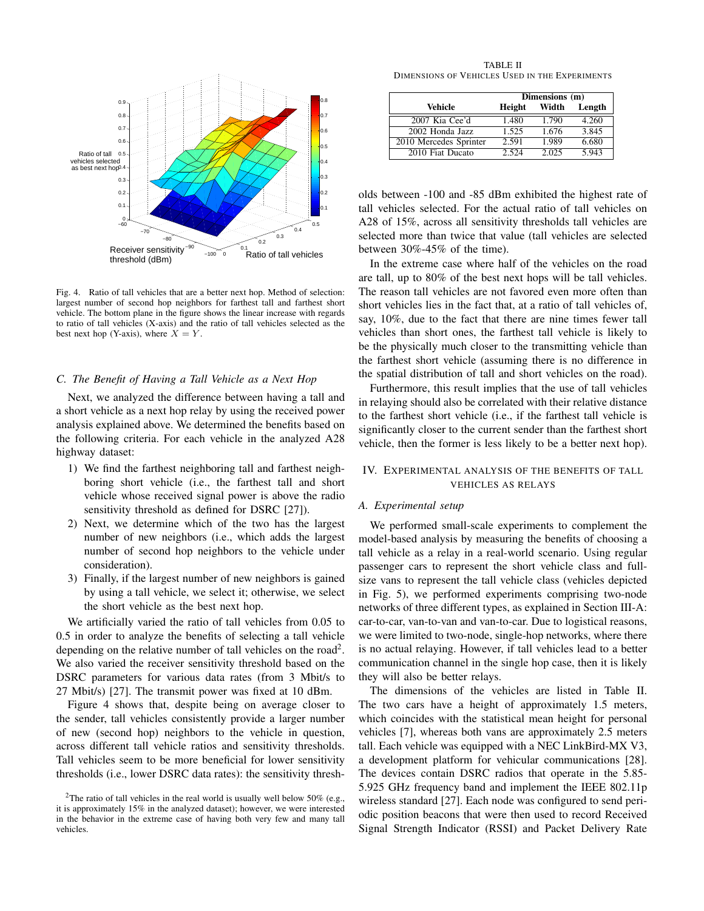Fig. 4. Ratio of tall vehicles that are a better next hop. Method of selection: largest number of second hop neighbors for farthest tall and farthest short vehicle. The bottom plane in the figure shows the linear increase with regards to ratio of tall vehicles (X-axis) and the ratio of tall vehicles selected as the best next hop (Y-axis), where $X = Y$.

### C. The Benefit of Having a Tall Vehicle as a Next Hop

Next, we analyzed the difference between having a tall and a short vehicle as a next hop relay by using the received power analysis explained above. We determined the benefits based on the following criteria. For each vehicle in the analyzed A28 highway dataset:

1) We find the farthest neighboring tall and farthest neighboring short vehicle (i.e., the farthest tall and short vehicle whose received signal power is above the radio sensitivity threshold as defined for DSRC [27]).
2) Next, we determine which of the two has the largest number of new neighbors (i.e., which adds the largest number of second hop neighbors to the vehicle under consideration).
3) Finally, if the largest number of new neighbors is gained by using a tall vehicle, we select it; otherwise, we select the short vehicle as the best next hop.

We artificially varied the ratio of tall vehicles from 0.05 to 0.5 in order to analyze the benefits of selecting a tall vehicle depending on the relative number of tall vehicles on the road[2]. We also varied the receiver sensitivity threshold based on the DSRC parameters for various data rates (from 3 Mbit/s to 27 Mbit/s) [27]. The transmit power was fixed at 10 dBm.

Figure 4 shows that, despite being on average closer to the sender, tall vehicles consistently provide a larger number of new (second hop) neighbors to the vehicle in question, across different tall vehicle ratios and sensitivity thresholds. Tall vehicles seem to be more beneficial for lower sensitivity thresholds (i.e., lower DSRC data rates): the sensitivity thresholds between -100 and -85 dBm exhibited the highest rate of tall vehicles selected. For the actual ratio of tall vehicles on A28 of 15%, across all sensitivity thresholds tall vehicles are selected more than twice that value (tall vehicles are selected between 30%-45% of the time).

In the extreme case where half of the vehicles on the road are tall, up to 80% of the best next hops will be tall vehicles. The reason tall vehicles are not favored even more often than short vehicles lies in the fact that, at a ratio of tall vehicles of, say, 10%, due to the fact that there are nine times fewer tall vehicles than short ones, the farthest tall vehicle is likely to be the physically much closer to the transmitting vehicle than the farthest short vehicle (assuming there is no difference in the spatial distribution of tall and short vehicles on the road).

Furthermore, this result implies that the use of tall vehicles in relaying should also be correlated with their relative distance to the farthest short vehicle (i.e., if the farthest tall vehicle is significantly closer to the current sender than the farthest short vehicle, then the former is less likely to be a better next hop).

[2]The ratio of tall vehicles in the real world is usually well below 50% (e.g., it is approximately 15% in the analyzed dataset); however, we were interested in the behavior in the extreme case of having both very few and many tall vehicles.

TABLE II
DIMENSIONS OF VEHICLES USED IN THE EXPERIMENTS

| Vehicle | Dimensions (m) Height | Width | Length |
|---|---|---|---|
| 2007 Kia Cee'd | 1.480 | 1.790 | 4.260 |
| 2002 Honda Jazz | 1.525 | 1.676 | 3.845 |
| 2010 Mercedes Sprinter | 2.591 | 1.989 | 6.680 |
| 2010 Fiat Ducato | 2.524 | 2.025 | 5.943 |

## IV. Experimental analysis of the benefits of tall vehicles as relays

### A. Experimental setup

We performed small-scale experiments to complement the model-based analysis by measuring the benefits of choosing a tall vehicle as a relay in a real-world scenario. Using regular passenger cars to represent the short vehicle class and full-size vans to represent the tall vehicle class (vehicles depicted in Fig. 5), we performed experiments comprising two-node networks of three different types, as explained in Section III-A: car-to-car, van-to-van and van-to-car. Due to logistical reasons, we were limited to two-node, single-hop networks, where there is no actual relaying. However, if tall vehicles lead to a better communication channel in the single hop case, then it is likely they will also be better relays.

The dimensions of the vehicles are listed in Table II. The two cars have a height of approximately 1.5 meters, which coincides with the statistical mean height for personal vehicles [7], whereas both vans are approximately 2.5 meters tall. Each vehicle was equipped with a NEC LinkBird-MX V3, a development platform for vehicular communications [28]. The devices contain DSRC radios that operate in the 5.85-5.925 GHz frequency band and implement the IEEE 802.11p wireless standard [27]. Each node was configured to send periodic position beacons that were then used to record Received Signal Strength Indicator (RSSI) and Packet Delivery Rate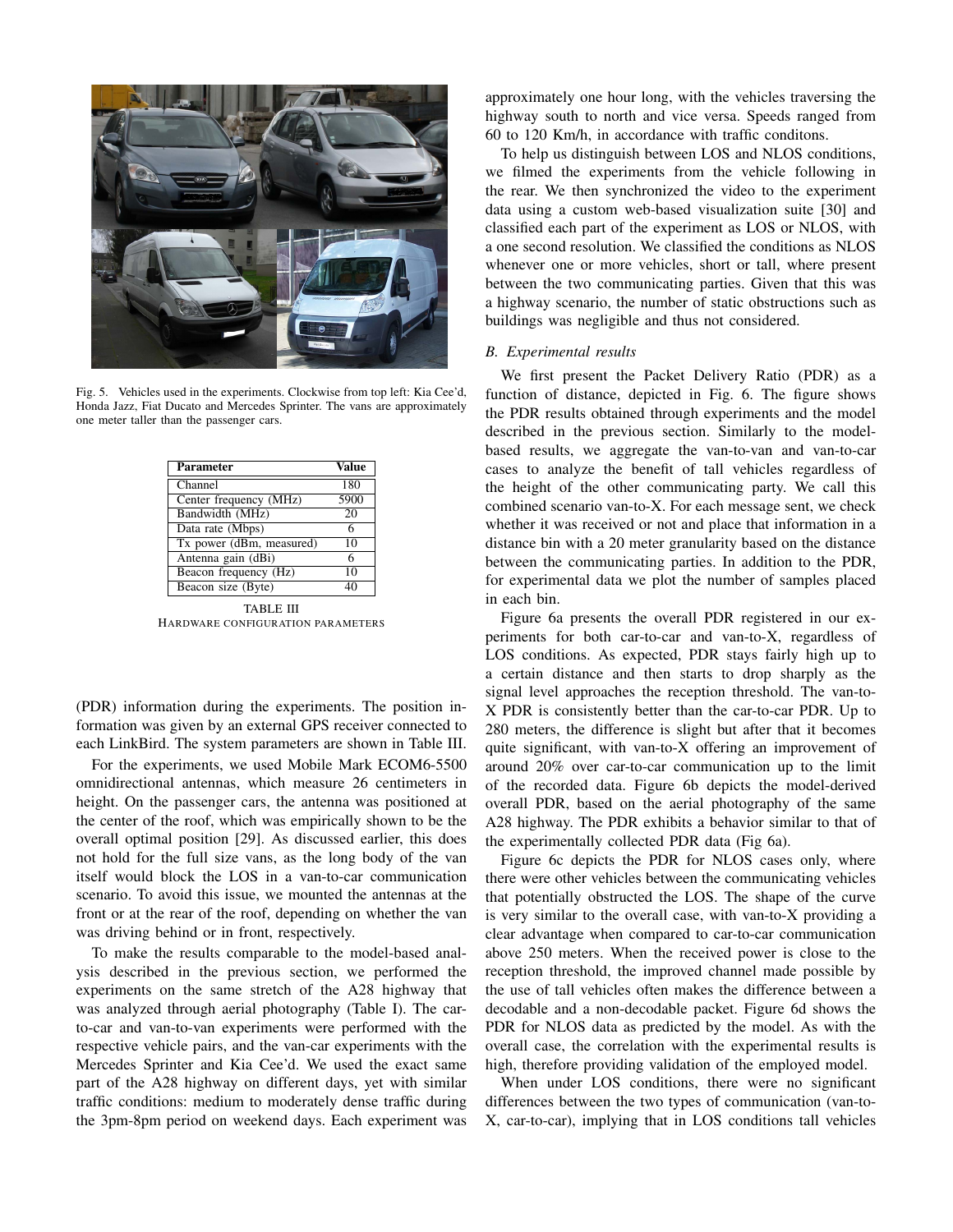Fig. 5. Vehicles used in the experiments. Clockwise from top left: Kia Cee'd, Honda Jazz, Fiat Ducato and Mercedes Sprinter. The vans are approximately one meter taller than the passenger cars.

| Parameter | Value |
|---|---|
| Channel | 180 |
| Center frequency (MHz) | 5900 |
| Bandwidth (MHz) | 20 |
| Data rate (Mbps) | 6 |
| Tx power (dBm, measured) | 10 |
| Antenna gain (dBi) | 6 |
| Beacon frequency (Hz) | 10 |
| Beacon size (Byte) | 40 |

TABLE III
HARDWARE CONFIGURATION PARAMETERS

(PDR) information during the experiments. The position information was given by an external GPS receiver connected to each LinkBird. The system parameters are shown in Table III.

For the experiments, we used Mobile Mark ECOM6-5500 omnidirectional antennas, which measure 26 centimeters in height. On the passenger cars, the antenna was positioned at the center of the roof, which was empirically shown to be the overall optimal position [29]. As discussed earlier, this does not hold for the full size vans, as the long body of the van itself would block the LOS in a van-to-car communication scenario. To avoid this issue, we mounted the antennas at the front or at the rear of the roof, depending on whether the van was driving behind or in front, respectively.

To make the results comparable to the model-based analysis described in the previous section, we performed the experiments on the same stretch of the A28 highway that was analyzed through aerial photography (Table I). The car-to-car and van-to-van experiments were performed with the respective vehicle pairs, and the van-car experiments with the Mercedes Sprinter and Kia Cee'd. We used the exact same part of the A28 highway on different days, yet with similar traffic conditions: medium to moderately dense traffic during the 3pm-8pm period on weekend days. Each experiment was approximately one hour long, with the vehicles traversing the highway south to north and vice versa. Speeds ranged from 60 to 120 Km/h, in accordance with traffic conditons.

To help us distinguish between LOS and NLOS conditions, we filmed the experiments from the vehicle following in the rear. We then synchronized the video to the experiment data using a custom web-based visualization suite [30] and classified each part of the experiment as LOS or NLOS, with a one second resolution. We classified the conditions as NLOS whenever one or more vehicles, short or tall, where present between the two communicating parties. Given that this was a highway scenario, the number of static obstructions such as buildings was negligible and thus not considered.

### *B. Experimental results*

We first present the Packet Delivery Ratio (PDR) as a function of distance, depicted in Fig. 6. The figure shows the PDR results obtained through experiments and the model described in the previous section. Similarly to the model-based results, we aggregate the van-to-van and van-to-car cases to analyze the benefit of tall vehicles regardless of the height of the other communicating party. We call this combined scenario van-to-X. For each message sent, we check whether it was received or not and place that information in a distance bin with a 20 meter granularity based on the distance between the communicating parties. In addition to the PDR, for experimental data we plot the number of samples placed in each bin.

Figure 6a presents the overall PDR registered in our experiments for both car-to-car and van-to-X, regardless of LOS conditions. As expected, PDR stays fairly high up to a certain distance and then starts to drop sharply as the signal level approaches the reception threshold. The van-to-X PDR is consistently better than the car-to-car PDR. Up to 280 meters, the difference is slight but after that it becomes quite significant, with van-to-X offering an improvement of around 20% over car-to-car communication up to the limit of the recorded data. Figure 6b depicts the model-derived overall PDR, based on the aerial photography of the same A28 highway. The PDR exhibits a behavior similar to that of the experimentally collected PDR data (Fig 6a).

Figure 6c depicts the PDR for NLOS cases only, where there were other vehicles between the communicating vehicles that potentially obstructed the LOS. The shape of the curve is very similar to the overall case, with van-to-X providing a clear advantage when compared to car-to-car communication above 250 meters. When the received power is close to the reception threshold, the improved channel made possible by the use of tall vehicles often makes the difference between a decodable and a non-decodable packet. Figure 6d shows the PDR for NLOS data as predicted by the model. As with the overall case, the correlation with the experimental results is high, therefore providing validation of the employed model.

When under LOS conditions, there were no significant differences between the two types of communication (van-to-X, car-to-car), implying that in LOS conditions tall vehicles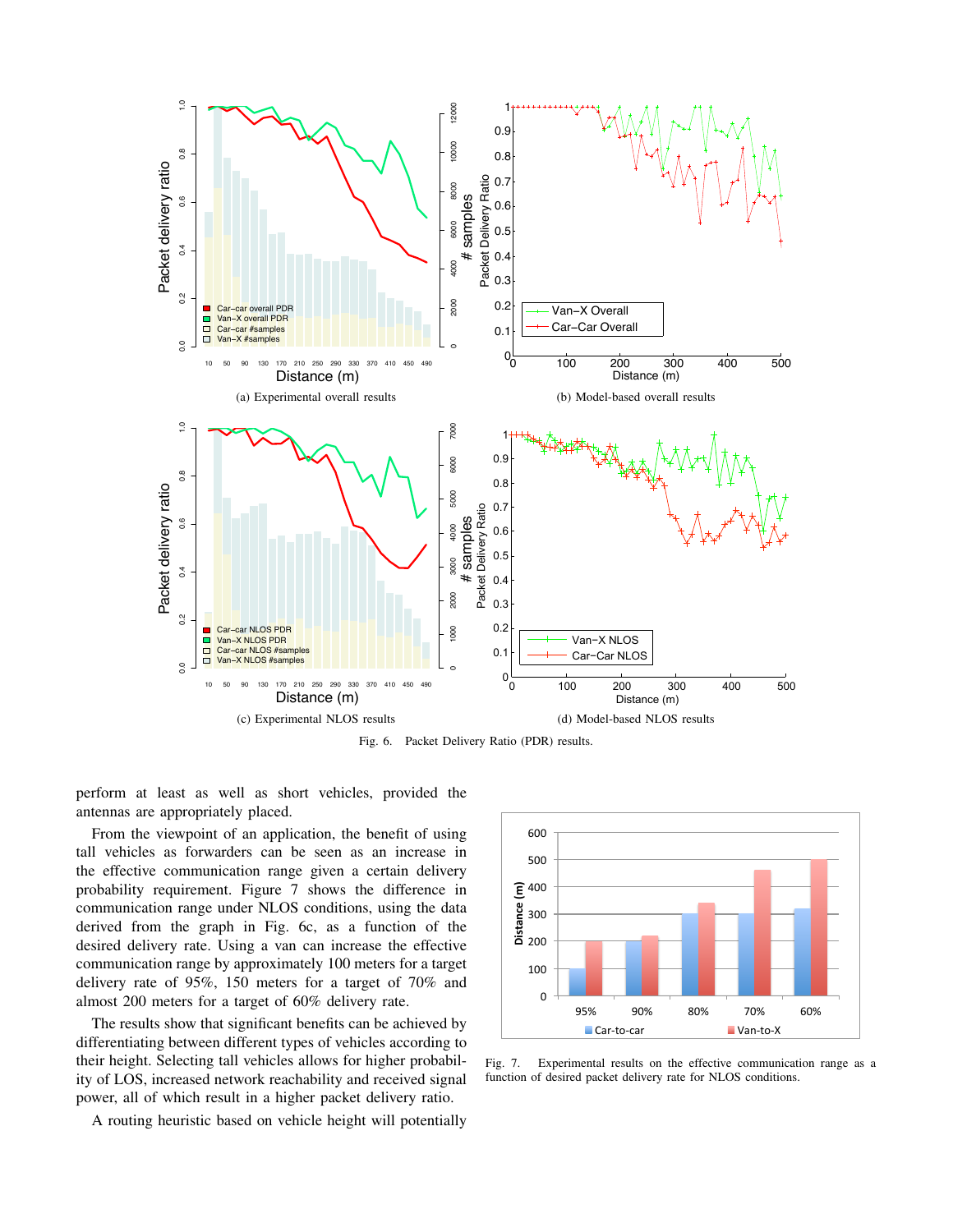(a) Experimental overall results

(b) Model-based overall results

(c) Experimental NLOS results

(d) Model-based NLOS results

Fig. 6. Packet Delivery Ratio (PDR) results.

perform at least as well as short vehicles, provided the antennas are appropriately placed.

From the viewpoint of an application, the benefit of using tall vehicles as forwarders can be seen as an increase in the effective communication range given a certain delivery probability requirement. Figure 7 shows the difference in communication range under NLOS conditions, using the data derived from the graph in Fig. 6c, as a function of the desired delivery rate. Using a van can increase the effective communication range by approximately 100 meters for a target delivery rate of 95%, 150 meters for a target of 70% and almost 200 meters for a target of 60% delivery rate.

The results show that significant benefits can be achieved by differentiating between different types of vehicles according to their height. Selecting tall vehicles allows for higher probability of LOS, increased network reachability and received signal power, all of which result in a higher packet delivery ratio.

A routing heuristic based on vehicle height will potentially

Fig. 7. Experimental results on the effective communication range as a function of desired packet delivery rate for NLOS conditions.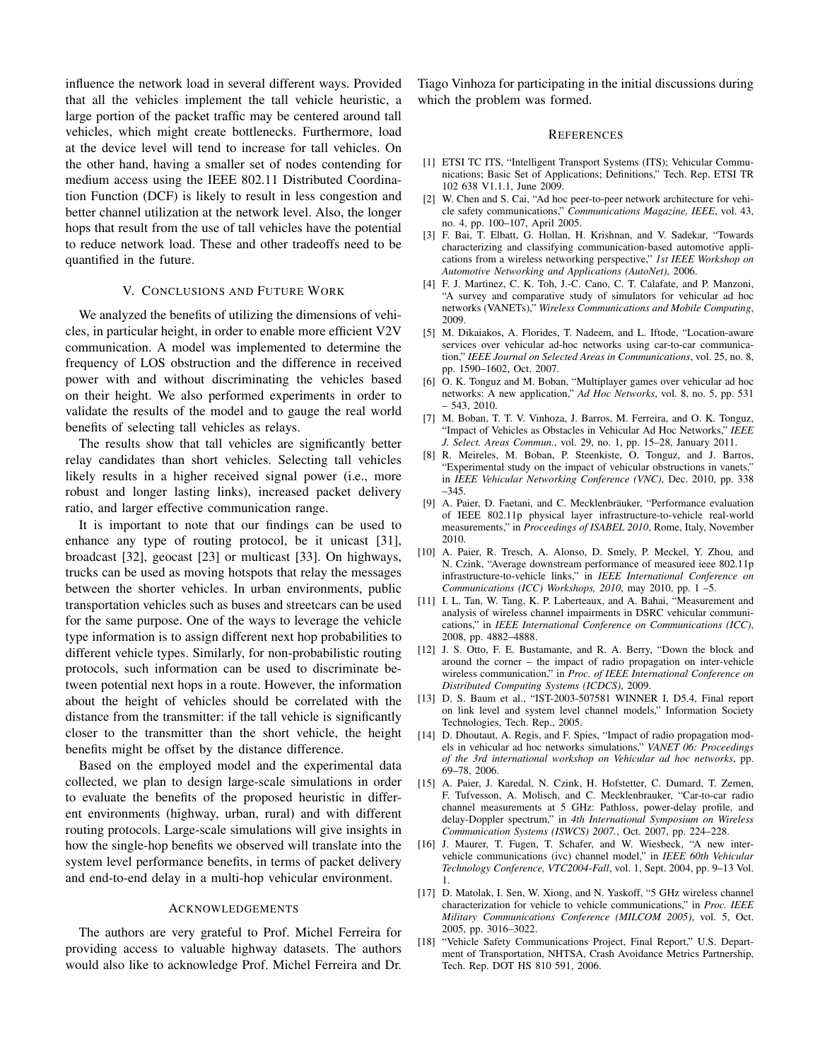influence the network load in several different ways. Provided that all the vehicles implement the tall vehicle heuristic, a large portion of the packet traffic may be centered around tall vehicles, which might create bottlenecks. Furthermore, load at the device level will tend to increase for tall vehicles. On the other hand, having a smaller set of nodes contending for medium access using the IEEE 802.11 Distributed Coordination Function (DCF) is likely to result in less congestion and better channel utilization at the network level. Also, the longer hops that result from the use of tall vehicles have the potential to reduce network load. These and other tradeoffs need to be quantified in the future.

## V. Conclusions and Future Work

We analyzed the benefits of utilizing the dimensions of vehicles, in particular height, in order to enable more efficient V2V communication. A model was implemented to determine the frequency of LOS obstruction and the difference in received power with and without discriminating the vehicles based on their height. We also performed experiments in order to validate the results of the model and to gauge the real world benefits of selecting tall vehicles as relays.

The results show that tall vehicles are significantly better relay candidates than short vehicles. Selecting tall vehicles likely results in a higher received signal power (i.e., more robust and longer lasting links), increased packet delivery ratio, and larger effective communication range.

It is important to note that our findings can be used to enhance any type of routing protocol, be it unicast [31], broadcast [32], geocast [23] or multicast [33]. On highways, trucks can be used as moving hotspots that relay the messages between the shorter vehicles. In urban environments, public transportation vehicles such as buses and streetcars can be used for the same purpose. One of the ways to leverage the vehicle type information is to assign different next hop probabilities to different vehicle types. Similarly, for non-probabilistic routing protocols, such information can be used to discriminate between potential next hops in a route. However, the information about the height of vehicles should be correlated with the distance from the transmitter: if the tall vehicle is significantly closer to the transmitter than the short vehicle, the height benefits might be offset by the distance difference.

Based on the employed model and the experimental data collected, we plan to design large-scale simulations in order to evaluate the benefits of the proposed heuristic in different environments (highway, urban, rural) and with different routing protocols. Large-scale simulations will give insights in how the single-hop benefits we observed will translate into the system level performance benefits, in terms of packet delivery and end-to-end delay in a multi-hop vehicular environment.

## Acknowledgements

The authors are very grateful to Prof. Michel Ferreira for providing access to valuable highway datasets. The authors would also like to acknowledge Prof. Michel Ferreira and Dr. Tiago Vinhoza for participating in the initial discussions during which the problem was formed.

## References

[1] ETSI TC ITS, "Intelligent Transport Systems (ITS); Vehicular Communications; Basic Set of Applications; Definitions," Tech. Rep. ETSI TR 102 638 V1.1.1, June 2009.

[2] W. Chen and S. Cai, "Ad hoc peer-to-peer network architecture for vehicle safety communications," *Communications Magazine, IEEE*, vol. 43, no. 4, pp. 100–107, April 2005.

[3] F. Bai, T. Elbatt, G. Hollan, H. Krishnan, and V. Sadekar, "Towards characterizing and classifying communication-based automotive applications from a wireless networking perspective," *1st IEEE Workshop on Automotive Networking and Applications (AutoNet)*, 2006.

[4] F. J. Martinez, C. K. Toh, J.-C. Cano, C. T. Calafate, and P. Manzoni, "A survey and comparative study of simulators for vehicular ad hoc networks (VANETs)," *Wireless Communications and Mobile Computing*, 2009.

[5] M. Dikaiakos, A. Florides, T. Nadeem, and L. Iftode, "Location-aware services over vehicular ad-hoc networks using car-to-car communication," *IEEE Journal on Selected Areas in Communications*, vol. 25, no. 8, pp. 1590–1602, Oct. 2007.

[6] O. K. Tonguz and M. Boban, "Multiplayer games over vehicular ad hoc networks: A new application," *Ad Hoc Networks*, vol. 8, no. 5, pp. 531 – 543, 2010.

[7] M. Boban, T. T. V. Vinhoza, J. Barros, M. Ferreira, and O. K. Tonguz, "Impact of Vehicles as Obstacles in Vehicular Ad Hoc Networks," *IEEE J. Select. Areas Commun.*, vol. 29, no. 1, pp. 15–28, January 2011.

[8] R. Meireles, M. Boban, P. Steenkiste, O. Tonguz, and J. Barros, "Experimental study on the impact of vehicular obstructions in vanets," in *IEEE Vehicular Networking Conference (VNC)*, Dec. 2010, pp. 338 –345.

[9] A. Paier, D. Faetani, and C. Mecklenbräuker, "Performance evaluation of IEEE 802.11p physical layer infrastructure-to-vehicle real-world measurements," in *Proceedings of ISABEL 2010*, Rome, Italy, November 2010.

[10] A. Paier, R. Tresch, A. Alonso, D. Smely, P. Meckel, Y. Zhou, and N. Czink, "Average downstream performance of measured ieee 802.11p infrastructure-to-vehicle links," in *IEEE International Conference on Communications (ICC) Workshops, 2010*, may 2010, pp. 1 –5.

[11] I. L. Tan, W. Tang, K. P. Laberteaux, and A. Bahai, "Measurement and analysis of wireless channel impairments in DSRC vehicular communications," in *IEEE International Conference on Communications (ICC)*, 2008, pp. 4882–4888.

[12] J. S. Otto, F. E. Bustamante, and R. A. Berry, "Down the block and around the corner – the impact of radio propagation on inter-vehicle wireless communication," in *Proc. of IEEE International Conference on Distributed Computing Systems (ICDCS)*, 2009.

[13] D. S. Baum et al., "IST-2003-507581 WINNER I, D5.4, Final report on link level and system level channel models," Information Society Technologies, Tech. Rep., 2005.

[14] D. Dhoutaut, A. Regis, and F. Spies, "Impact of radio propagation models in vehicular ad hoc networks simulations," *VANET 06: Proceedings of the 3rd international workshop on Vehicular ad hoc networks*, pp. 69–78, 2006.

[15] A. Paier, J. Karedal, N. Czink, H. Hofstetter, C. Dumard, T. Zemen, F. Tufvesson, A. Molisch, and C. Mecklenbrauker, "Car-to-car radio channel measurements at 5 GHz: Pathloss, power-delay profile, and delay-Doppler spectrum," in *4th International Symposium on Wireless Communication Systems (ISWCS) 2007.*, Oct. 2007, pp. 224–228.

[16] J. Maurer, T. Fugen, T. Schafer, and W. Wiesbeck, "A new inter-vehicle communications (ivc) channel model," in *IEEE 60th Vehicular Technology Conference, VTC2004-Fall*, vol. 1, Sept. 2004, pp. 9–13 Vol. 1.

[17] D. Matolak, I. Sen, W. Xiong, and N. Yaskoff, "5 GHz wireless channel characterization for vehicle to vehicle communications," in *Proc. IEEE Military Communications Conference (MILCOM 2005)*, vol. 5, Oct. 2005, pp. 3016–3022.

[18] "Vehicle Safety Communications Project, Final Report," U.S. Department of Transportation, NHTSA, Crash Avoidance Metrics Partnership, Tech. Rep. DOT HS 810 591, 2006.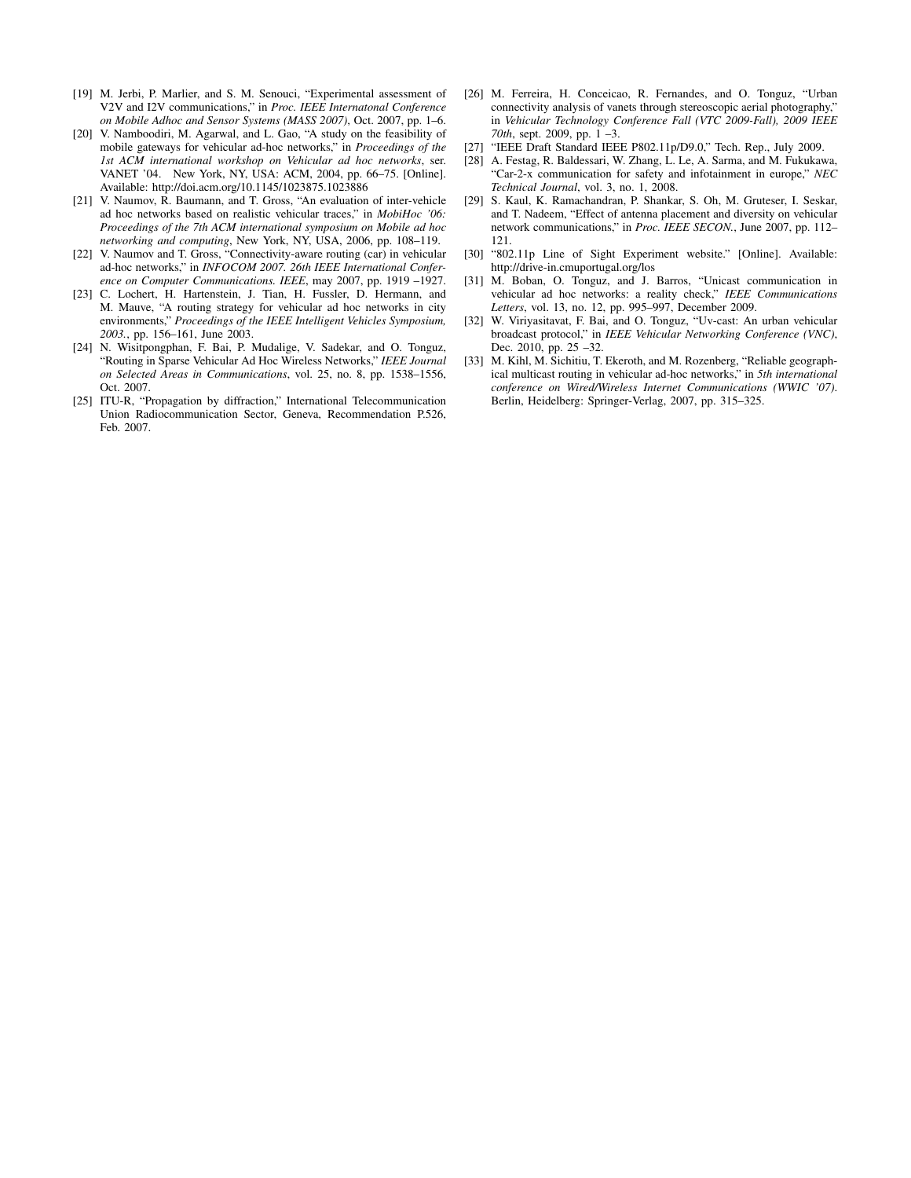[19] M. Jerbi, P. Marlier, and S. M. Senouci, "Experimental assessment of V2V and I2V communications," in *Proc. IEEE Internatonal Conference on Mobile Adhoc and Sensor Systems (MASS 2007)*, Oct. 2007, pp. 1–6.

[20] V. Namboodiri, M. Agarwal, and L. Gao, "A study on the feasibility of mobile gateways for vehicular ad-hoc networks," in *Proceedings of the 1st ACM international workshop on Vehicular ad hoc networks*, ser. VANET '04. New York, NY, USA: ACM, 2004, pp. 66–75. [Online]. Available: http://doi.acm.org/10.1145/1023875.1023886

[21] V. Naumov, R. Baumann, and T. Gross, "An evaluation of inter-vehicle ad hoc networks based on realistic vehicular traces," in *MobiHoc '06: Proceedings of the 7th ACM international symposium on Mobile ad hoc networking and computing*, New York, NY, USA, 2006, pp. 108–119.

[22] V. Naumov and T. Gross, "Connectivity-aware routing (car) in vehicular ad-hoc networks," in *INFOCOM 2007. 26th IEEE International Conference on Computer Communications. IEEE*, may 2007, pp. 1919 –1927.

[23] C. Lochert, H. Hartenstein, J. Tian, H. Fussler, D. Hermann, and M. Mauve, "A routing strategy for vehicular ad hoc networks in city environments," *Proceedings of the IEEE Intelligent Vehicles Symposium, 2003.*, pp. 156–161, June 2003.

[24] N. Wisitpongphan, F. Bai, P. Mudalige, V. Sadekar, and O. Tonguz, "Routing in Sparse Vehicular Ad Hoc Wireless Networks," *IEEE Journal on Selected Areas in Communications*, vol. 25, no. 8, pp. 1538–1556, Oct. 2007.

[25] ITU-R, "Propagation by diffraction," International Telecommunication Union Radiocommunication Sector, Geneva, Recommendation P.526, Feb. 2007.

[26] M. Ferreira, H. Conceicao, R. Fernandes, and O. Tonguz, "Urban connectivity analysis of vanets through stereoscopic aerial photography," in *Vehicular Technology Conference Fall (VTC 2009-Fall), 2009 IEEE 70th*, sept. 2009, pp. 1 –3.

[27] "IEEE Draft Standard IEEE P802.11p/D9.0," Tech. Rep., July 2009.

[28] A. Festag, R. Baldessari, W. Zhang, L. Le, A. Sarma, and M. Fukukawa, "Car-2-x communication for safety and infotainment in europe," *NEC Technical Journal*, vol. 3, no. 1, 2008.

[29] S. Kaul, K. Ramachandran, P. Shankar, S. Oh, M. Gruteser, I. Seskar, and T. Nadeem, "Effect of antenna placement and diversity on vehicular network communications," in *Proc. IEEE SECON.*, June 2007, pp. 112–121.

[30] "802.11p Line of Sight Experiment website." [Online]. Available: http://drive-in.cmuportugal.org/los

[31] M. Boban, O. Tonguz, and J. Barros, "Unicast communication in vehicular ad hoc networks: a reality check," *IEEE Communications Letters*, vol. 13, no. 12, pp. 995–997, December 2009.

[32] W. Viriyasitavat, F. Bai, and O. Tonguz, "Uv-cast: An urban vehicular broadcast protocol," in *IEEE Vehicular Networking Conference (VNC)*, Dec. 2010, pp. 25 –32.

[33] M. Kihl, M. Sichitiu, T. Ekeroth, and M. Rozenberg, "Reliable geographical multicast routing in vehicular ad-hoc networks," in *5th international conference on Wired/Wireless Internet Communications (WWIC '07)*. Berlin, Heidelberg: Springer-Verlag, 2007, pp. 315–325.